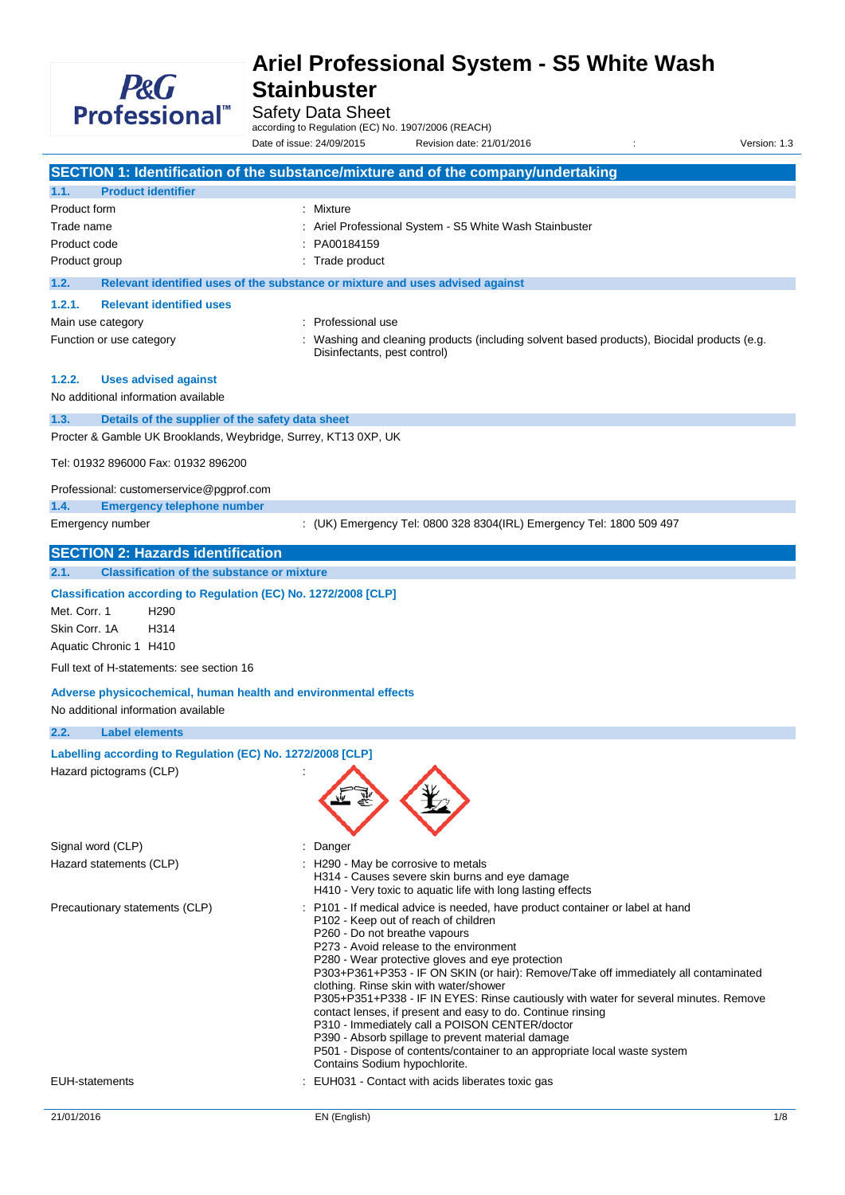# Ariel Professional System - S5 White Wash Stainbuster

Safety Data Sheet

according to Regulation (EC) No. 1907/2006 (REACH)

Date of issue: 24/09/2015 Revision date: 21/01/2016 : Version: 1.3

## SECTION 1: Identification of the substance/mixture and of the company/undertaking

### 1.1. Product identifier

| | |
|---|---|
| Product form | : Mixture |
| Trade name | : Ariel Professional System - S5 White Wash Stainbuster |
| Product code | : PA00184159 |
| Product group | : Trade product |

### 1.2. Relevant identified uses of the substance or mixture and uses advised against

#### 1.2.1. Relevant identified uses

| | |
|---|---|
| Main use category | : Professional use |
| Function or use category | : Washing and cleaning products (including solvent based products), Biocidal products (e.g. Disinfectants, pest control) |

#### 1.2.2. Uses advised against

No additional information available

### 1.3. Details of the supplier of the safety data sheet

Procter & Gamble UK Brooklands, Weybridge, Surrey, KT13 0XP, UK

Tel: 01932 896000 Fax: 01932 896200

Professional: customerservice@pgprof.com

### 1.4. Emergency telephone number

| | |
|---|---|
| Emergency number | : (UK) Emergency Tel: 0800 328 8304(IRL) Emergency Tel: 1800 509 497 |

## SECTION 2: Hazards identification

### 2.1. Classification of the substance or mixture

**Classification according to Regulation (EC) No. 1272/2008 [CLP]**

Met. Corr. 1 H290

Skin Corr. 1A H314

Aquatic Chronic 1 H410

Full text of H-statements: see section 16

**Adverse physicochemical, human health and environmental effects**

No additional information available

### 2.2. Label elements

**Labelling according to Regulation (EC) No. 1272/2008 [CLP]**

Hazard pictograms (CLP) :

Signal word (CLP) : Danger

Hazard statements (CLP) :
- H290 - May be corrosive to metals
- H314 - Causes severe skin burns and eye damage
- H410 - Very toxic to aquatic life with long lasting effects

Precautionary statements (CLP) :
- P101 - If medical advice is needed, have product container or label at hand
- P102 - Keep out of reach of children
- P260 - Do not breathe vapours
- P273 - Avoid release to the environment
- P280 - Wear protective gloves and eye protection
- P303+P361+P353 - IF ON SKIN (or hair): Remove/Take off immediately all contaminated clothing. Rinse skin with water/shower
- P305+P351+P338 - IF IN EYES: Rinse cautiously with water for several minutes. Remove contact lenses, if present and easy to do. Continue rinsing
- P310 - Immediately call a POISON CENTER/doctor
- P390 - Absorb spillage to prevent material damage
- P501 - Dispose of contents/container to an appropriate local waste system
- Contains Sodium hypochlorite.

EUH-statements : EUH031 - Contact with acids liberates toxic gas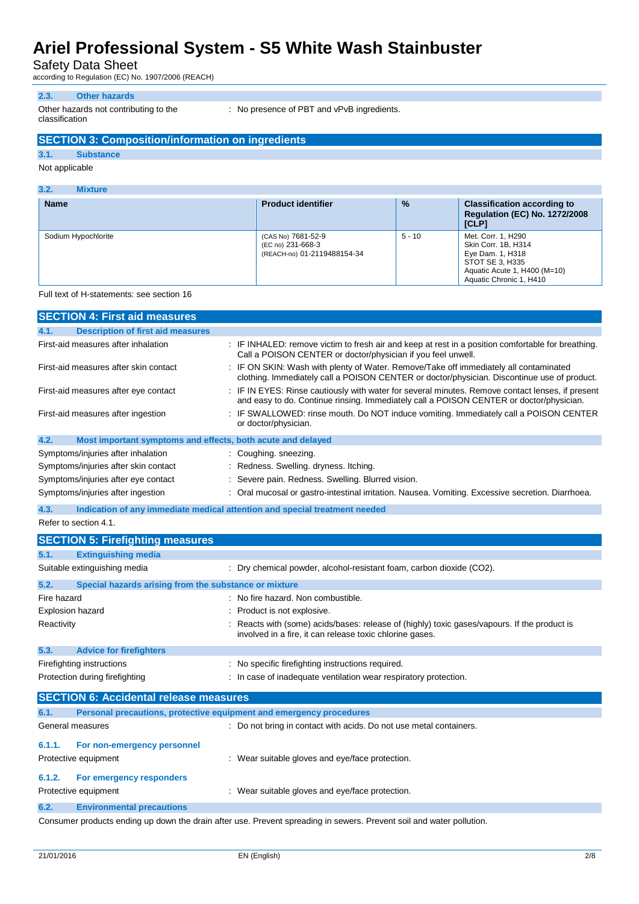### 2.3. Other hazards

Other hazards not contributing to the classification : No presence of PBT and vPvB ingredients.

## SECTION 3: Composition/information on ingredients

### 3.1. Substance

Not applicable

### 3.2. Mixture

| Name | Product identifier | % | Classification according to Regulation (EC) No. 1272/2008 [CLP] |
|---|---|---|---|
| Sodium Hypochlorite | (CAS No) 7681-52-9<br>(EC no) 231-668-3<br>(REACH-no) 01-2119488154-34 | 5 - 10 | Met. Corr. 1, H290<br>Skin Corr. 1B, H314<br>Eye Dam. 1, H318<br>STOT SE 3, H335<br>Aquatic Acute 1, H400 (M=10)<br>Aquatic Chronic 1, H410 |

Full text of H-statements: see section 16

## SECTION 4: First aid measures

### 4.1. Description of first aid measures

First-aid measures after inhalation : IF INHALED: remove victim to fresh air and keep at rest in a position comfortable for breathing. Call a POISON CENTER or doctor/physician if you feel unwell.

First-aid measures after skin contact : IF ON SKIN: Wash with plenty of Water. Remove/Take off immediately all contaminated clothing. Immediately call a POISON CENTER or doctor/physician. Discontinue use of product.

First-aid measures after eye contact : IF IN EYES: Rinse cautiously with water for several minutes. Remove contact lenses, if present and easy to do. Continue rinsing. Immediately call a POISON CENTER or doctor/physician.

First-aid measures after ingestion : IF SWALLOWED: rinse mouth. Do NOT induce vomiting. Immediately call a POISON CENTER or doctor/physician.

### 4.2. Most important symptoms and effects, both acute and delayed

Symptoms/injuries after inhalation : Coughing. sneezing.

Symptoms/injuries after skin contact : Redness. Swelling. dryness. Itching.

Symptoms/injuries after eye contact : Severe pain. Redness. Swelling. Blurred vision.

Symptoms/injuries after ingestion : Oral mucosal or gastro-intestinal irritation. Nausea. Vomiting. Excessive secretion. Diarrhoea.

### 4.3. Indication of any immediate medical attention and special treatment needed

Refer to section 4.1.

## SECTION 5: Firefighting measures

### 5.1. Extinguishing media

Suitable extinguishing media : Dry chemical powder, alcohol-resistant foam, carbon dioxide ($CO_2$).

### 5.2. Special hazards arising from the substance or mixture

Fire hazard : No fire hazard. Non combustible.

Explosion hazard : Product is not explosive.

Reactivity : Reacts with (some) acids/bases: release of (highly) toxic gases/vapours. If the product is involved in a fire, it can release toxic chlorine gases.

### 5.3. Advice for firefighters

Firefighting instructions : No specific firefighting instructions required.

Protection during firefighting : In case of inadequate ventilation wear respiratory protection.

## SECTION 6: Accidental release measures

### 6.1. Personal precautions, protective equipment and emergency procedures

General measures : Do not bring in contact with acids. Do not use metal containers.

#### 6.1.1. For non-emergency personnel

Protective equipment : Wear suitable gloves and eye/face protection.

#### 6.1.2. For emergency responders

Protective equipment : Wear suitable gloves and eye/face protection.

### 6.2. Environmental precautions

Consumer products ending up down the drain after use. Prevent spreading in sewers. Prevent soil and water pollution.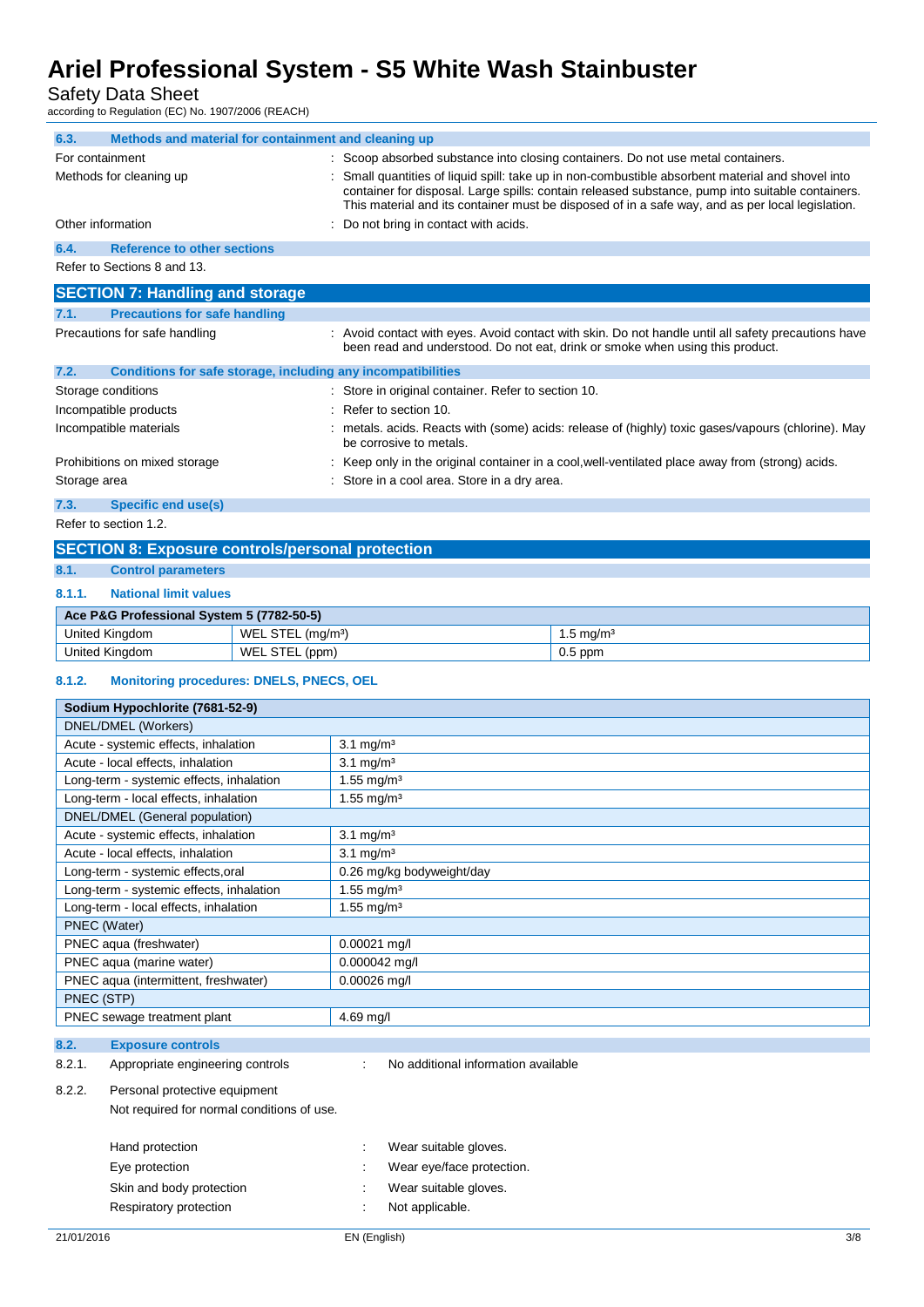### 6.3. Methods and material for containment and cleaning up

| | |
|---|---|
| For containment | : Scoop absorbed substance into closing containers. Do not use metal containers. |
| Methods for cleaning up | : Small quantities of liquid spill: take up in non-combustible absorbent material and shovel into container for disposal. Large spills: contain released substance, pump into suitable containers. This material and its container must be disposed of in a safe way, and as per local legislation. |
| Other information | : Do not bring in contact with acids. |

### 6.4. Reference to other sections

Refer to Sections 8 and 13.

## SECTION 7: Handling and storage

### 7.1. Precautions for safe handling

| | |
|---|---|
| Precautions for safe handling | : Avoid contact with eyes. Avoid contact with skin. Do not handle until all safety precautions have been read and understood. Do not eat, drink or smoke when using this product. |

### 7.2. Conditions for safe storage, including any incompatibilities

| | |
|---|---|
| Storage conditions | : Store in original container. Refer to section 10. |
| Incompatible products | : Refer to section 10. |
| Incompatible materials | : metals. acids. Reacts with (some) acids: release of (highly) toxic gases/vapours (chlorine). May be corrosive to metals. |
| Prohibitions on mixed storage | : Keep only in the original container in a cool,well-ventilated place away from (strong) acids. |
| Storage area | : Store in a cool area. Store in a dry area. |

### 7.3. Specific end use(s)

Refer to section 1.2.

## SECTION 8: Exposure controls/personal protection

### 8.1. Control parameters

#### 8.1.1. National limit values

| Ace P&G Professional System 5 (7782-50-5) | | |
|---|---|---|
| United Kingdom | WEL STEL (mg/m³) | 1.5 mg/m³ |
| United Kingdom | WEL STEL (ppm) | 0.5 ppm |

#### 8.1.2. Monitoring procedures: DNELS, PNECS, OEL

| Sodium Hypochlorite (7681-52-9) | |
|---|---|
| DNEL/DMEL (Workers) | |
| Acute - systemic effects, inhalation | 3.1 mg/m³ |
| Acute - local effects, inhalation | 3.1 mg/m³ |
| Long-term - systemic effects, inhalation | 1.55 mg/m³ |
| Long-term - local effects, inhalation | 1.55 mg/m³ |
| DNEL/DMEL (General population) | |
| Acute - systemic effects, inhalation | 3.1 mg/m³ |
| Acute - local effects, inhalation | 3.1 mg/m³ |
| Long-term - systemic effects,oral | 0.26 mg/kg bodyweight/day |
| Long-term - systemic effects, inhalation | 1.55 mg/m³ |
| Long-term - local effects, inhalation | 1.55 mg/m³ |
| PNEC (Water) | |
| PNEC aqua (freshwater) | 0.00021 mg/l |
| PNEC aqua (marine water) | 0.000042 mg/l |
| PNEC aqua (intermittent, freshwater) | 0.00026 mg/l |
| PNEC (STP) | |
| PNEC sewage treatment plant | 4.69 mg/l |

### 8.2. Exposure controls

8.2.1. Appropriate engineering controls : No additional information available

8.2.2. Personal protective equipment

Not required for normal conditions of use.

| | |
|---|---|
| Hand protection | : Wear suitable gloves. |
| Eye protection | : Wear eye/face protection. |
| Skin and body protection | : Wear suitable gloves. |
| Respiratory protection | : Not applicable. |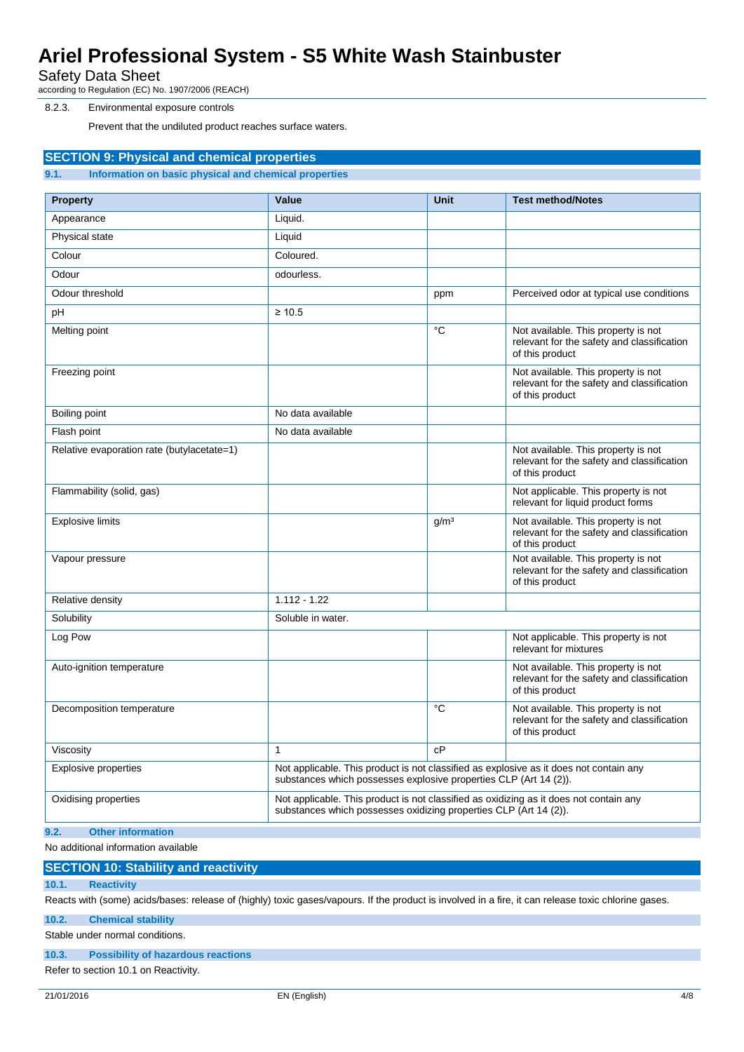8.2.3. Environmental exposure controls

Prevent that the undiluted product reaches surface waters.

## SECTION 9: Physical and chemical properties

### 9.1. Information on basic physical and chemical properties

| Property | Value | Unit | Test method/Notes |
|---|---|---|---|
| Appearance | Liquid. | | |
| Physical state | Liquid | | |
| Colour | Coloured. | | |
| Odour | odourless. | | |
| Odour threshold | | ppm | Perceived odor at typical use conditions |
| pH | ≥ 10.5 | | |
| Melting point | | °C | Not available. This property is not relevant for the safety and classification of this product |
| Freezing point | | | Not available. This property is not relevant for the safety and classification of this product |
| Boiling point | No data available | | |
| Flash point | No data available | | |
| Relative evaporation rate (butylacetate=1) | | | Not available. This property is not relevant for the safety and classification of this product |
| Flammability (solid, gas) | | | Not applicable. This property is not relevant for liquid product forms |
| Explosive limits | | $g/m^3$ | Not available. This property is not relevant for the safety and classification of this product |
| Vapour pressure | | | Not available. This property is not relevant for the safety and classification of this product |
| Relative density | 1.112 - 1.22 | | |
| Solubility | Soluble in water. | | |
| Log Pow | | | Not applicable. This property is not relevant for mixtures |
| Auto-ignition temperature | | | Not available. This property is not relevant for the safety and classification of this product |
| Decomposition temperature | | °C | Not available. This property is not relevant for the safety and classification of this product |
| Viscosity | 1 | cP | |
| Explosive properties | Not applicable. This product is not classified as explosive as it does not contain any substances which possesses explosive properties CLP (Art 14 (2)). | | |
| Oxidising properties | Not applicable. This product is not classified as oxidizing as it does not contain any substances which possesses oxidizing properties CLP (Art 14 (2)). | | |

### 9.2. Other information

No additional information available

## SECTION 10: Stability and reactivity

### 10.1. Reactivity

Reacts with (some) acids/bases: release of (highly) toxic gases/vapours. If the product is involved in a fire, it can release toxic chlorine gases.

### 10.2. Chemical stability

Stable under normal conditions.

### 10.3. Possibility of hazardous reactions

Refer to section 10.1 on Reactivity.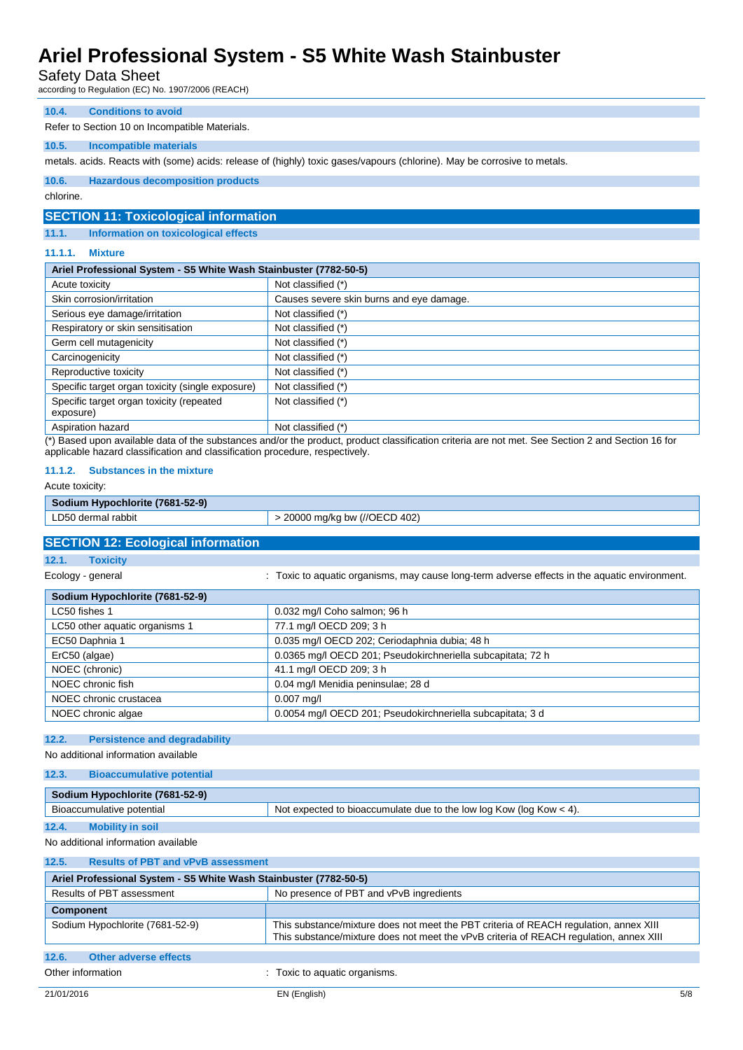### 10.4. Conditions to avoid

Refer to Section 10 on Incompatible Materials.

### 10.5. Incompatible materials

metals. acids. Reacts with (some) acids: release of (highly) toxic gases/vapours (chlorine). May be corrosive to metals.

### 10.6. Hazardous decomposition products

chlorine.

## SECTION 11: Toxicological information

### 11.1. Information on toxicological effects

#### 11.1.1. Mixture

| Ariel Professional System - S5 White Wash Stainbuster (7782-50-5) | |
|---|---|
| Acute toxicity | Not classified (*) |
| Skin corrosion/irritation | Causes severe skin burns and eye damage. |
| Serious eye damage/irritation | Not classified (*) |
| Respiratory or skin sensitisation | Not classified (*) |
| Germ cell mutagenicity | Not classified (*) |
| Carcinogenicity | Not classified (*) |
| Reproductive toxicity | Not classified (*) |
| Specific target organ toxicity (single exposure) | Not classified (*) |
| Specific target organ toxicity (repeated exposure) | Not classified (*) |
| Aspiration hazard | Not classified (*) |

(*) Based upon available data of the substances and/or the product, product classification criteria are not met. See Section 2 and Section 16 for applicable hazard classification and classification procedure, respectively.

#### 11.1.2. Substances in the mixture

Acute toxicity:

| Sodium Hypochlorite (7681-52-9) | |
|---|---|
| LD50 dermal rabbit | > 20000 mg/kg bw (//OECD 402) |

## SECTION 12: Ecological information

### 12.1. Toxicity

Ecology - general : Toxic to aquatic organisms, may cause long-term adverse effects in the aquatic environment.

| Sodium Hypochlorite (7681-52-9) | |
|---|---|
| LC50 fishes 1 | 0.032 mg/l Coho salmon; 96 h |
| LC50 other aquatic organisms 1 | 77.1 mg/l OECD 209; 3 h |
| EC50 Daphnia 1 | 0.035 mg/l OECD 202; Ceriodaphnia dubia; 48 h |
| ErC50 (algae) | 0.0365 mg/l OECD 201; Pseudokirchneriella subcapitata; 72 h |
| NOEC (chronic) | 41.1 mg/l OECD 209; 3 h |
| NOEC chronic fish | 0.04 mg/l Menidia peninsulae; 28 d |
| NOEC chronic crustacea | 0.007 mg/l |
| NOEC chronic algae | 0.0054 mg/l OECD 201; Pseudokirchneriella subcapitata; 3 d |

### 12.2. Persistence and degradability

No additional information available

### 12.3. Bioaccumulative potential

| Sodium Hypochlorite (7681-52-9) | |
|---|---|
| Bioaccumulative potential | Not expected to bioaccumulate due to the low log Kow (log Kow < 4). |

### 12.4. Mobility in soil

No additional information available

### 12.5. Results of PBT and vPvB assessment

| Ariel Professional System - S5 White Wash Stainbuster (7782-50-5) | |
|---|---|
| Results of PBT assessment | No presence of PBT and vPvB ingredients |
| **Component** | |
| Sodium Hypochlorite (7681-52-9) | This substance/mixture does not meet the PBT criteria of REACH regulation, annex XIII<br>This substance/mixture does not meet the vPvB criteria of REACH regulation, annex XIII |

### 12.6. Other adverse effects

Other information : Toxic to aquatic organisms.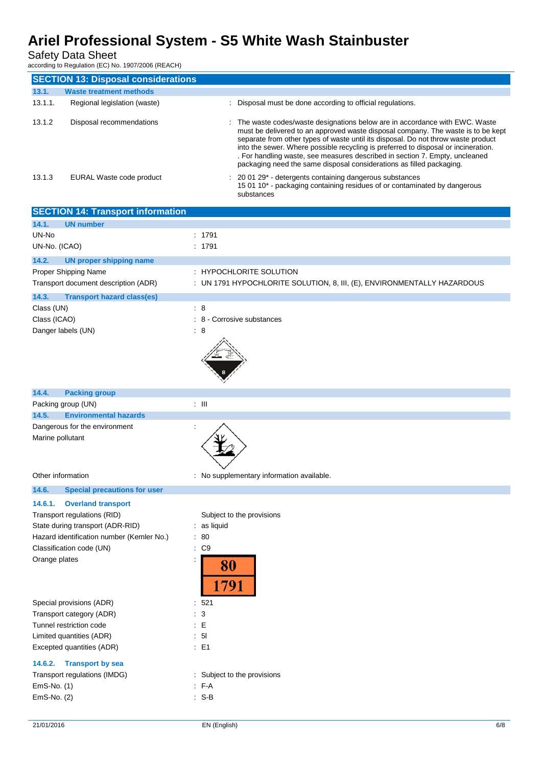## SECTION 13: Disposal considerations

### 13.1. Waste treatment methods

| | | |
|---|---|---|
| 13.1.1. | Regional legislation (waste) | : Disposal must be done according to official regulations. |
| 13.1.2 | Disposal recommendations | : The waste codes/waste designations below are in accordance with EWC. Waste must be delivered to an approved waste disposal company. The waste is to be kept separate from other types of waste until its disposal. Do not throw waste product into the sewer. Where possible recycling is preferred to disposal or incineration. . For handling waste, see measures described in section 7. Empty, uncleaned packaging need the same disposal considerations as filled packaging. |
| 13.1.3 | EURAL Waste code product | : 20 01 29* - detergents containing dangerous substances<br>15 01 10* - packaging containing residues of or contaminated by dangerous substances |

## SECTION 14: Transport information

### 14.1. UN number

UN-No : 1791

UN-No. (ICAO) : 1791

### 14.2. UN proper shipping name

Proper Shipping Name : HYPOCHLORITE SOLUTION

Transport document description (ADR) : UN 1791 HYPOCHLORITE SOLUTION, 8, III, (E), ENVIRONMENTALLY HAZARDOUS

### 14.3. Transport hazard class(es)

Class (UN) : 8

Class (ICAO) : 8 - Corrosive substances

Danger labels (UN) : 8

### 14.4. Packing group

Packing group (UN) : III

### 14.5. Environmental hazards

Dangerous for the environment :

Marine pollutant

Other information : No supplementary information available.

### 14.6. Special precautions for user

#### 14.6.1. Overland transport

Transport regulations (RID) Subject to the provisions

State during transport (ADR-RID) : as liquid

Hazard identification number (Kemler No.) : 80

Classification code (UN) : C9

Orange plates : 80 / 1791

Special provisions (ADR) : 521

Transport category (ADR) : 3

Tunnel restriction code : E

Limited quantities (ADR) : 5l

Excepted quantities (ADR) : E1

#### 14.6.2. Transport by sea

Transport regulations (IMDG) : Subject to the provisions

EmS-No. (1) : F-A

EmS-No. (2) : S-B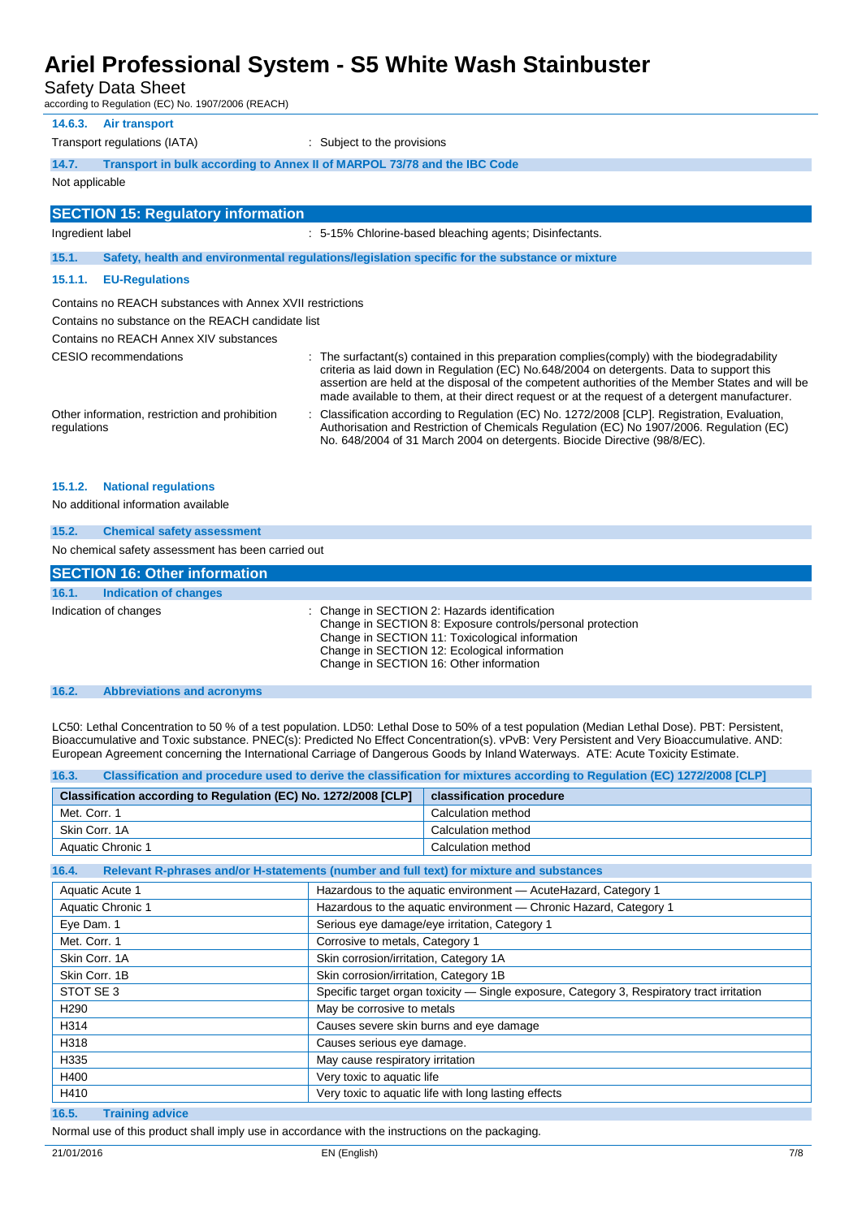#### 14.6.3. Air transport

Transport regulations (IATA) : Subject to the provisions

#### 14.7. Transport in bulk according to Annex II of MARPOL 73/78 and the IBC Code

Not applicable

## SECTION 15: Regulatory information

Ingredient label : 5-15% Chlorine-based bleaching agents; Disinfectants.

### 15.1. Safety, health and environmental regulations/legislation specific for the substance or mixture

#### 15.1.1. EU-Regulations

Contains no REACH substances with Annex XVII restrictions

Contains no substance on the REACH candidate list

Contains no REACH Annex XIV substances

CESIO recommendations : The surfactant(s) contained in this preparation complies(comply) with the biodegradability criteria as laid down in Regulation (EC) No.648/2004 on detergents. Data to support this assertion are held at the disposal of the competent authorities of the Member States and will be made available to them, at their direct request or at the request of a detergent manufacturer.

Other information, restriction and prohibition regulations : Classification according to Regulation (EC) No. 1272/2008 [CLP]. Registration, Evaluation, Authorisation and Restriction of Chemicals Regulation (EC) No 1907/2006. Regulation (EC) No. 648/2004 of 31 March 2004 on detergents. Biocide Directive (98/8/EC).

#### 15.1.2. National regulations

No additional information available

### 15.2. Chemical safety assessment

No chemical safety assessment has been carried out

## SECTION 16: Other information

### 16.1. Indication of changes

Indication of changes : Change in SECTION 2: Hazards identification
Change in SECTION 8: Exposure controls/personal protection
Change in SECTION 11: Toxicological information
Change in SECTION 12: Ecological information
Change in SECTION 16: Other information

### 16.2. Abbreviations and acronyms

LC50: Lethal Concentration to 50 % of a test population. LD50: Lethal Dose to 50% of a test population (Median Lethal Dose). PBT: Persistent, Bioaccumulative and Toxic substance. PNEC(s): Predicted No Effect Concentration(s). vPvB: Very Persistent and Very Bioaccumulative. AND: European Agreement concerning the International Carriage of Dangerous Goods by Inland Waterways. ATE: Acute Toxicity Estimate.

### 16.3. Classification and procedure used to derive the classification for mixtures according to Regulation (EC) 1272/2008 [CLP]

| Classification according to Regulation (EC) No. 1272/2008 [CLP] | classification procedure |
|---|---|
| Met. Corr. 1 | Calculation method |
| Skin Corr. 1A | Calculation method |
| Aquatic Chronic 1 | Calculation method |

### 16.4. Relevant R-phrases and/or H-statements (number and full text) for mixture and substances

| | |
|---|---|
| Aquatic Acute 1 | Hazardous to the aquatic environment — AcuteHazard, Category 1 |
| Aquatic Chronic 1 | Hazardous to the aquatic environment — Chronic Hazard, Category 1 |
| Eye Dam. 1 | Serious eye damage/eye irritation, Category 1 |
| Met. Corr. 1 | Corrosive to metals, Category 1 |
| Skin Corr. 1A | Skin corrosion/irritation, Category 1A |
| Skin Corr. 1B | Skin corrosion/irritation, Category 1B |
| STOT SE 3 | Specific target organ toxicity — Single exposure, Category 3, Respiratory tract irritation |
| H290 | May be corrosive to metals |
| H314 | Causes severe skin burns and eye damage |
| H318 | Causes serious eye damage. |
| H335 | May cause respiratory irritation |
| H400 | Very toxic to aquatic life |
| H410 | Very toxic to aquatic life with long lasting effects |

### 16.5. Training advice

Normal use of this product shall imply use in accordance with the instructions on the packaging.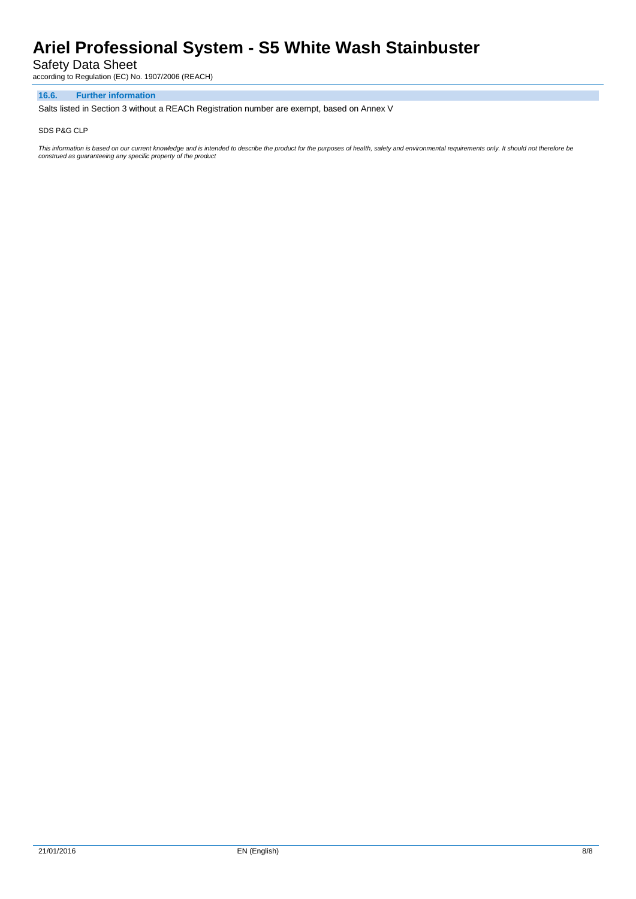### 16.6. Further information

Salts listed in Section 3 without a REACh Registration number are exempt, based on Annex V

SDS P&G CLP

*This information is based on our current knowledge and is intended to describe the product for the purposes of health, safety and environmental requirements only. It should not therefore be construed as guaranteeing any specific property of the product*